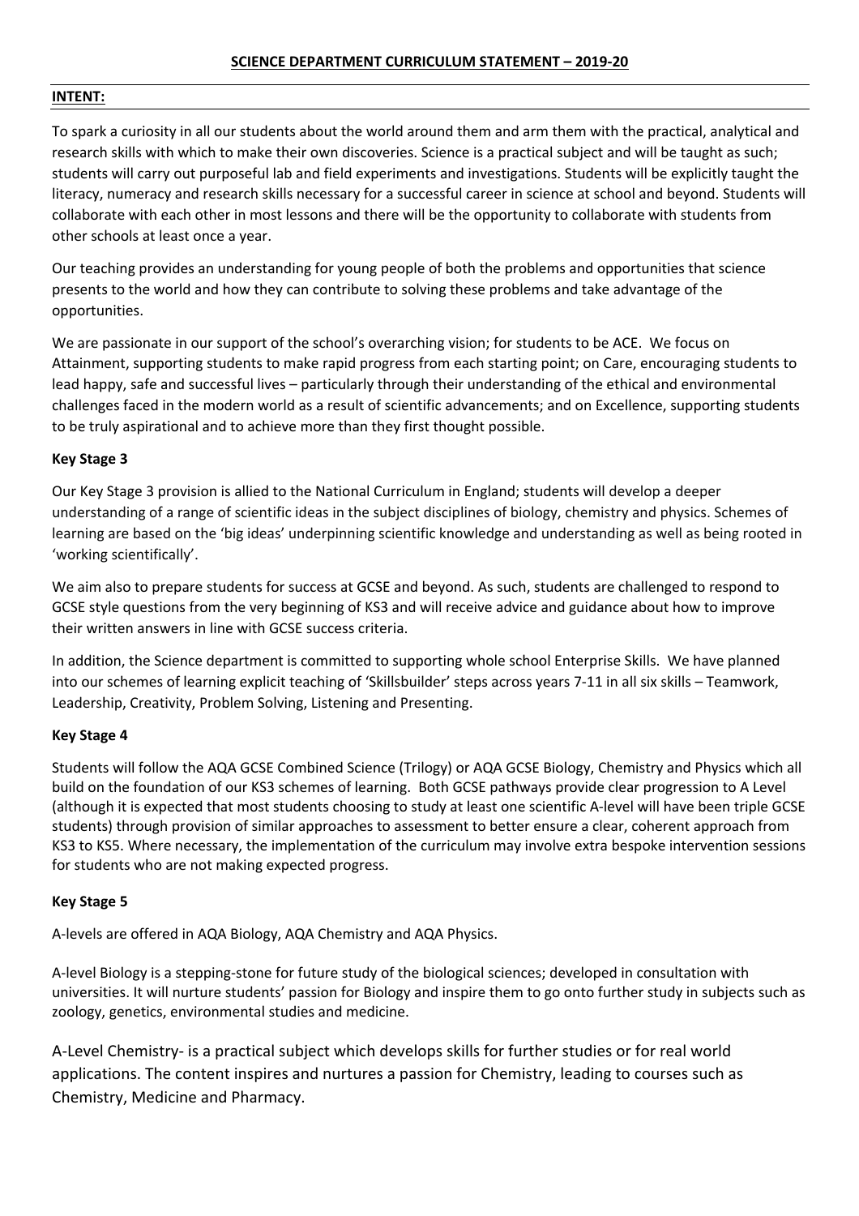## SCIENCE DEPARTMENT CURRICULUM STATEMENT – 2019-20

### INTENT:

To spark a curiosity in all our students about the world around them and arm them with the practical, analytical and research skills with which to make their own discoveries. Science is a practical subject and will be taught as such; students will carry out purposeful lab and field experiments and investigations. Students will be explicitly taught the literacy, numeracy and research skills necessary for a successful career in science at school and beyond. Students will collaborate with each other in most lessons and there will be the opportunity to collaborate with students from other schools at least once a year.

Our teaching provides an understanding for young people of both the problems and opportunities that science presents to the world and how they can contribute to solving these problems and take advantage of the opportunities.

We are passionate in our support of the school's overarching vision; for students to be ACE. We focus on Attainment, supporting students to make rapid progress from each starting point; on Care, encouraging students to lead happy, safe and successful lives – particularly through their understanding of the ethical and environmental challenges faced in the modern world as a result of scientific advancements; and on Excellence, supporting students to be truly aspirational and to achieve more than they first thought possible.

**Key Stage 3**

Our Key Stage 3 provision is allied to the National Curriculum in England; students will develop a deeper understanding of a range of scientific ideas in the subject disciplines of biology, chemistry and physics. Schemes of learning are based on the 'big ideas' underpinning scientific knowledge and understanding as well as being rooted in 'working scientifically'.

We aim also to prepare students for success at GCSE and beyond. As such, students are challenged to respond to GCSE style questions from the very beginning of KS3 and will receive advice and guidance about how to improve their written answers in line with GCSE success criteria.

In addition, the Science department is committed to supporting whole school Enterprise Skills. We have planned into our schemes of learning explicit teaching of 'Skillsbuilder' steps across years 7-11 in all six skills – Teamwork, Leadership, Creativity, Problem Solving, Listening and Presenting.

**Key Stage 4**

Students will follow the AQA GCSE Combined Science (Trilogy) or AQA GCSE Biology, Chemistry and Physics which all build on the foundation of our KS3 schemes of learning. Both GCSE pathways provide clear progression to A Level (although it is expected that most students choosing to study at least one scientific A-level will have been triple GCSE students) through provision of similar approaches to assessment to better ensure a clear, coherent approach from KS3 to KS5. Where necessary, the implementation of the curriculum may involve extra bespoke intervention sessions for students who are not making expected progress.

**Key Stage 5**

A-levels are offered in AQA Biology, AQA Chemistry and AQA Physics.

A-level Biology is a stepping-stone for future study of the biological sciences; developed in consultation with universities. It will nurture students' passion for Biology and inspire them to go onto further study in subjects such as zoology, genetics, environmental studies and medicine.

A-Level Chemistry- is a practical subject which develops skills for further studies or for real world applications. The content inspires and nurtures a passion for Chemistry, leading to courses such as Chemistry, Medicine and Pharmacy.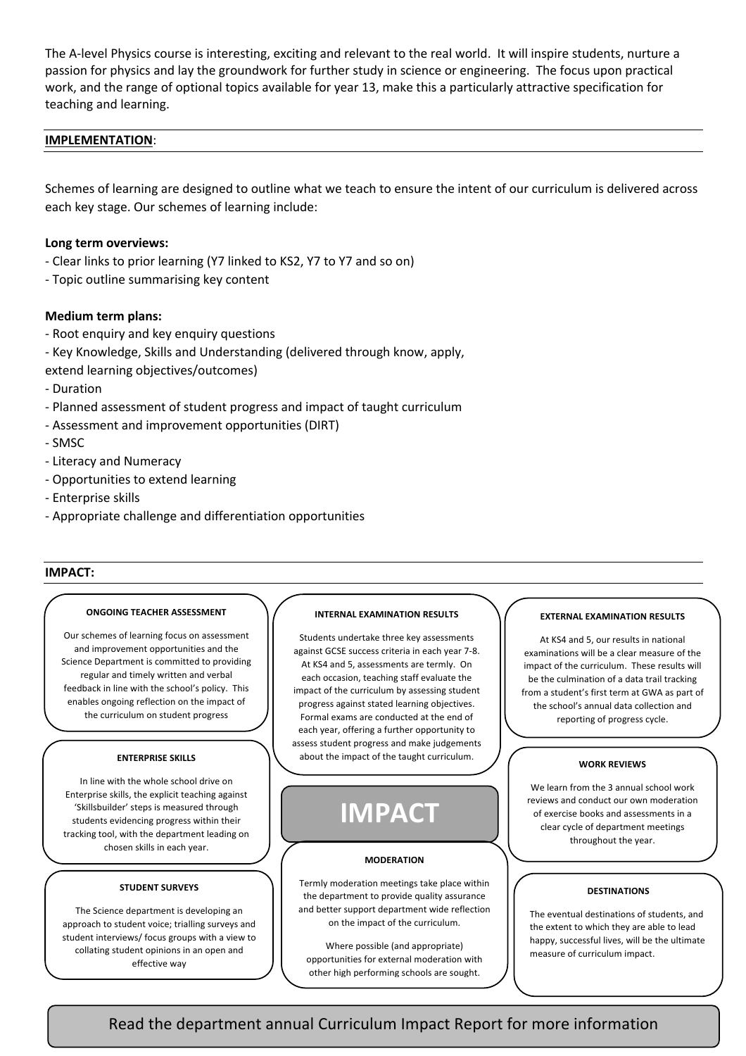The A-level Physics course is interesting, exciting and relevant to the real world. It will inspire students, nurture a passion for physics and lay the groundwork for further study in science or engineering. The focus upon practical work, and the range of optional topics available for year 13, make this a particularly attractive specification for teaching and learning.

## IMPLEMENTATION:

Schemes of learning are designed to outline what we teach to ensure the intent of our curriculum is delivered across each key stage. Our schemes of learning include:

**Long term overviews:**

- Clear links to prior learning (Y7 linked to KS2, Y7 to Y7 and so on)
- Topic outline summarising key content

**Medium term plans:**

- Root enquiry and key enquiry questions
- Key Knowledge, Skills and Understanding (delivered through know, apply, extend learning objectives/outcomes)
- Duration
- Planned assessment of student progress and impact of taught curriculum
- Assessment and improvement opportunities (DIRT)
- SMSC
- Literacy and Numeracy
- Opportunities to extend learning
- Enterprise skills
- Appropriate challenge and differentiation opportunities

## IMPACT:

### IMPACT

**ONGOING TEACHER ASSESSMENT**

Our schemes of learning focus on assessment and improvement opportunities and the Science Department is committed to providing regular and timely written and verbal feedback in line with the school's policy. This enables ongoing reflection on the impact of the curriculum on student progress

**INTERNAL EXAMINATION RESULTS**

Students undertake three key assessments against GCSE success criteria in each year 7-8. At KS4 and 5, assessments are termly. On each occasion, teaching staff evaluate the impact of the curriculum by assessing student progress against stated learning objectives. Formal exams are conducted at the end of each year, offering a further opportunity to assess student progress and make judgements about the impact of the taught curriculum.

**EXTERNAL EXAMINATION RESULTS**

At KS4 and 5, our results in national examinations will be a clear measure of the impact of the curriculum. These results will be the culmination of a data trail tracking from a student's first term at GWA as part of the school's annual data collection and reporting of progress cycle.

**ENTERPRISE SKILLS**

In line with the whole school drive on Enterprise skills, the explicit teaching against 'Skillsbuilder' steps is measured through students evidencing progress within their tracking tool, with the department leading on chosen skills in each year.

**WORK REVIEWS**

We learn from the 3 annual school work reviews and conduct our own moderation of exercise books and assessments in a clear cycle of department meetings throughout the year.

**MODERATION**

Termly moderation meetings take place within the department to provide quality assurance and better support department wide reflection on the impact of the curriculum.

Where possible (and appropriate) opportunities for external moderation with other high performing schools are sought.

**STUDENT SURVEYS**

The Science department is developing an approach to student voice; trialling surveys and student interviews/ focus groups with a view to collating student opinions in an open and effective way

**DESTINATIONS**

The eventual destinations of students, and the extent to which they are able to lead happy, successful lives, will be the ultimate measure of curriculum impact.

Read the department annual Curriculum Impact Report for more information